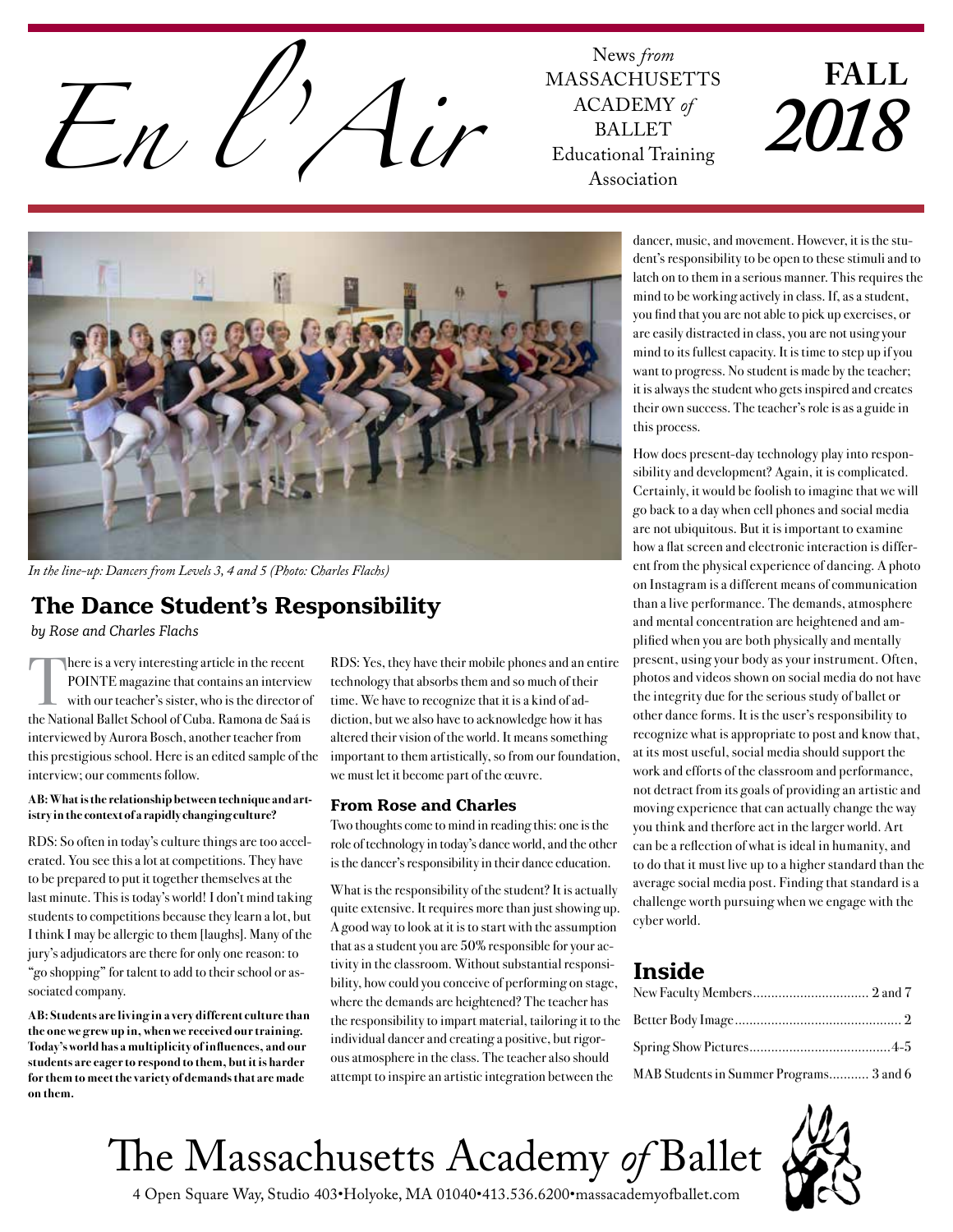# En l'Air

News *from* MASSACHUSETTS ACADEMY *of* BALLET Educational Training Association

**FALL 2018**

*In the line-up: Dancers from Levels 3, 4 and 5 (Photo: Charles Flachs)*

## The Dance Student's Responsibility

*by Rose and Charles Flachs*

There is a very interesting article in the recent POINTE magazine that contains an interview with our teacher's sister, who is the director of the National Ballet School of Cuba. Ramona de Saá is interviewed by Aurora Bosch, another teacher from this prestigious school. Here is an edited sample of the interview; our comments follow.

**AB: What is the relationship between technique and artistry in the context of a rapidly changing culture?**

RDS: So often in today's culture things are too accelerated. You see this a lot at competitions. They have to be prepared to put it together themselves at the last minute. This is today's world! I don't mind taking students to competitions because they learn a lot, but I think I may be allergic to them [laughs]. Many of the jury's adjudicators are there for only one reason: to "go shopping" for talent to add to their school or associated company.

**AB: Students are living in a very different culture than the one we grew up in, when we received our training. Today's world has a multiplicity of influences, and our students are eager to respond to them, but it is harder for them to meet the variety of demands that are made on them.**

RDS: Yes, they have their mobile phones and an entire technology that absorbs them and so much of their time. We have to recognize that it is a kind of addiction, but we also have to acknowledge how it has altered their vision of the world. It means something important to them artistically, so from our foundation, we must let it become part of the œuvre.

### From Rose and Charles

Two thoughts come to mind in reading this: one is the role of technology in today's dance world, and the other is the dancer's responsibility in their dance education.

What is the responsibility of the student? It is actually quite extensive. It requires more than just showing up. A good way to look at it is to start with the assumption that as a student you are 50% responsible for your activity in the classroom. Without substantial responsibility, how could you conceive of performing on stage, where the demands are heightened? The teacher has the responsibility to impart material, tailoring it to the individual dancer and creating a positive, but rigorous atmosphere in the class. The teacher also should attempt to inspire an artistic integration between the dancer, music, and movement. However, it is the student's responsibility to be open to these stimuli and to latch on to them in a serious manner. This requires the mind to be working actively in class. If, as a student, you find that you are not able to pick up exercises, or are easily distracted in class, you are not using your mind to its fullest capacity. It is time to step up if you want to progress. No student is made by the teacher; it is always the student who gets inspired and creates their own success. The teacher's role is as a guide in this process.

How does present-day technology play into responsibility and development? Again, it is complicated. Certainly, it would be foolish to imagine that we will go back to a day when cell phones and social media are not ubiquitous. But it is important to examine how a flat screen and electronic interaction is different from the physical experience of dancing. A photo on Instagram is a different means of communication than a live performance. The demands, atmosphere and mental concentration are heightened and amplified when you are both physically and mentally present, using your body as your instrument. Often, photos and videos shown on social media do not have the integrity due for the serious study of ballet or other dance forms. It is the user's responsibility to recognize what is appropriate to post and know that, at its most useful, social media should support the work and efforts of the classroom and performance, not detract from its goals of providing an artistic and moving experience that can actually change the way you think and therfore act in the larger world. Art can be a reflection of what is ideal in humanity, and to do that it must live up to a higher standard than the average social media post. Finding that standard is a challenge worth pursuing when we engage with the cyber world.

## Inside

New Faculty Members................................ 2 and 7
Better Body Image.............................................. 2
Spring Show Pictures.......................................4-5
MAB Students in Summer Programs........... 3 and 6

The Massachusetts Academy *of* Ballet
4 Open Square Way, Studio 403•Holyoke, MA 01040•413.536.6200•massacademyofballet.com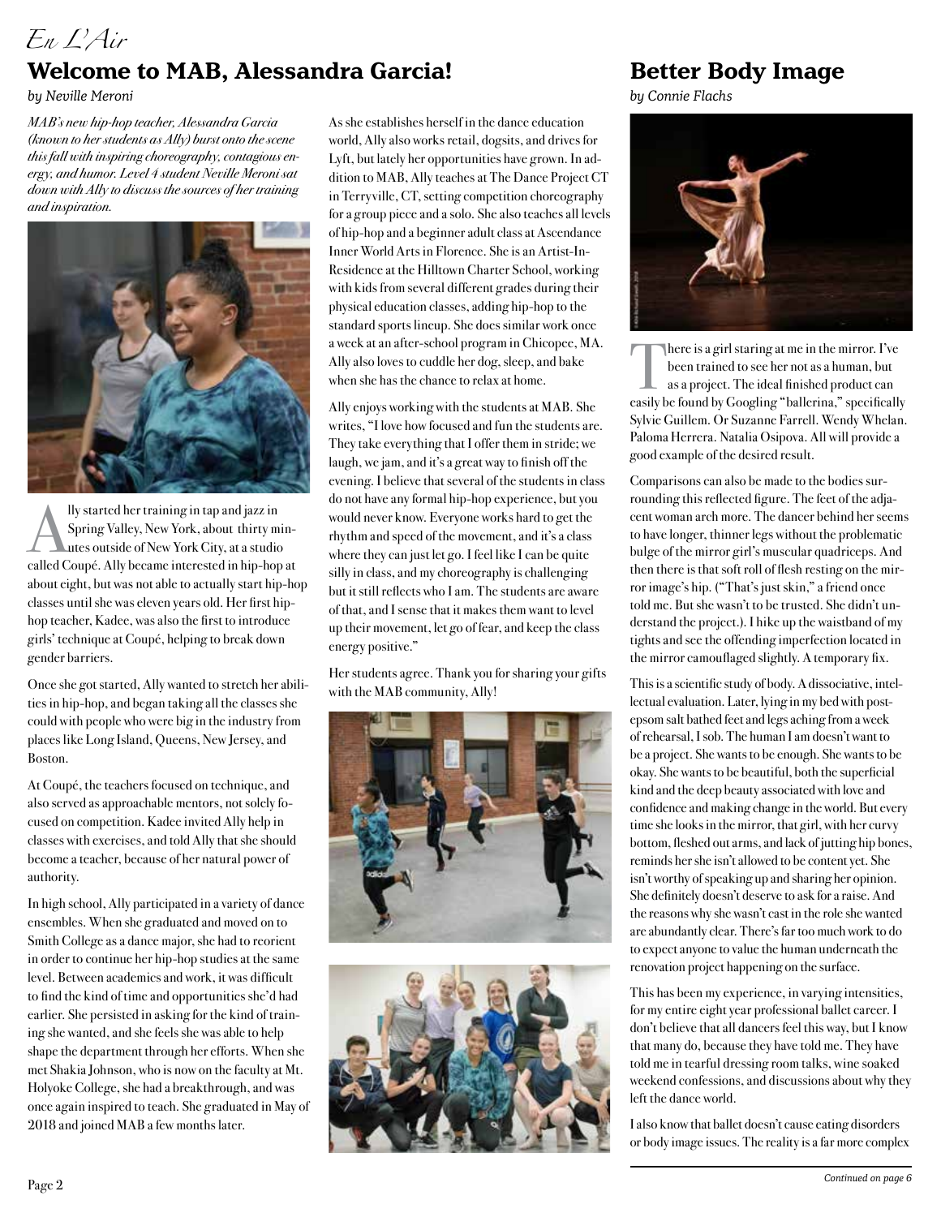*En L'Air*

## Welcome to MAB, Alessandra Garcia!

*by Neville Meroni*

*MAB's new hip-hop teacher, Alessandra Garcia (known to her students as Ally) burst onto the scene this fall with inspiring choreography, contagious energy, and humor. Level 4 student Neville Meroni sat down with Ally to discuss the sources of her training and inspiration.*

Ally started her training in tap and jazz in Spring Valley, New York, about thirty minutes outside of New York City, at a studio called Coupé. Ally became interested in hip-hop at about eight, but was not able to actually start hip-hop classes until she was eleven years old. Her first hip-hop teacher, Kadee, was also the first to introduce girls' technique at Coupé, helping to break down gender barriers.

Once she got started, Ally wanted to stretch her abilities in hip-hop, and began taking all the classes she could with people who were big in the industry from places like Long Island, Queens, New Jersey, and Boston.

At Coupé, the teachers focused on technique, and also served as approachable mentors, not solely focused on competition. Kadee invited Ally help in classes with exercises, and told Ally that she should become a teacher, because of her natural power of authority.

In high school, Ally participated in a variety of dance ensembles. When she graduated and moved on to Smith College as a dance major, she had to reorient in order to continue her hip-hop studies at the same level. Between academics and work, it was difficult to find the kind of time and opportunities she'd had earlier. She persisted in asking for the kind of training she wanted, and she feels she was able to help shape the department through her efforts. When she met Shakia Johnson, who is now on the faculty at Mt. Holyoke College, she had a breakthrough, and was once again inspired to teach. She graduated in May of 2018 and joined MAB a few months later.

As she establishes herself in the dance education world, Ally also works retail, dogsits, and drives for Lyft, but lately her opportunities have grown. In addition to MAB, Ally teaches at The Dance Project CT in Terryville, CT, setting competition choreography for a group piece and a solo. She also teaches all levels of hip-hop and a beginner adult class at Ascendance Inner World Arts in Florence. She is an Artist-In-Residence at the Hilltown Charter School, working with kids from several different grades during their physical education classes, adding hip-hop to the standard sports lineup. She does similar work once a week at an after-school program in Chicopee, MA. Ally also loves to cuddle her dog, sleep, and bake when she has the chance to relax at home.

Ally enjoys working with the students at MAB. She writes, "I love how focused and fun the students are. They take everything that I offer them in stride; we laugh, we jam, and it's a great way to finish off the evening. I believe that several of the students in class do not have any formal hip-hop experience, but you would never know. Everyone works hard to get the rhythm and speed of the movement, and it's a class where they can just let go. I feel like I can be quite silly in class, and my choreography is challenging but it still reflects who I am. The students are aware of that, and I sense that it makes them want to level up their movement, let go of fear, and keep the class energy positive."

Her students agree. Thank you for sharing your gifts with the MAB community, Ally!

## Better Body Image

*by Connie Flachs*

There is a girl staring at me in the mirror. I've been trained to see her not as a human, but as a project. The ideal finished product can easily be found by Googling "ballerina," specifically Sylvie Guillem. Or Suzanne Farrell. Wendy Whelan. Paloma Herrera. Natalia Osipova. All will provide a good example of the desired result.

Comparisons can also be made to the bodies surrounding this reflected figure. The feet of the adjacent woman arch more. The dancer behind her seems to have longer, thinner legs without the problematic bulge of the mirror girl's muscular quadriceps. And then there is that soft roll of flesh resting on the mirror image's hip. ("That's just skin," a friend once told me. But she wasn't to be trusted. She didn't understand the project.). I hike up the waistband of my tights and see the offending imperfection located in the mirror camouflaged slightly. A temporary fix.

This is a scientific study of body. A dissociative, intellectual evaluation. Later, lying in my bed with post-epsom salt bathed feet and legs aching from a week of rehearsal, I sob. The human I am doesn't want to be a project. She wants to be enough. She wants to be okay. She wants to be beautiful, both the superficial kind and the deep beauty associated with love and confidence and making change in the world. But every time she looks in the mirror, that girl, with her curvy bottom, fleshed out arms, and lack of jutting hip bones, reminds her she isn't allowed to be content yet. She isn't worthy of speaking up and sharing her opinion. She definitely doesn't deserve to ask for a raise. And the reasons why she wasn't cast in the role she wanted are abundantly clear. There's far too much work to do to expect anyone to value the human underneath the renovation project happening on the surface.

This has been my experience, in varying intensities, for my entire eight year professional ballet career. I don't believe that all dancers feel this way, but I know that many do, because they have told me. They have told me in tearful dressing room talks, wine soaked weekend confessions, and discussions about why they left the dance world.

I also know that ballet doesn't cause eating disorders or body image issues. The reality is a far more complex

*Continued on page 6*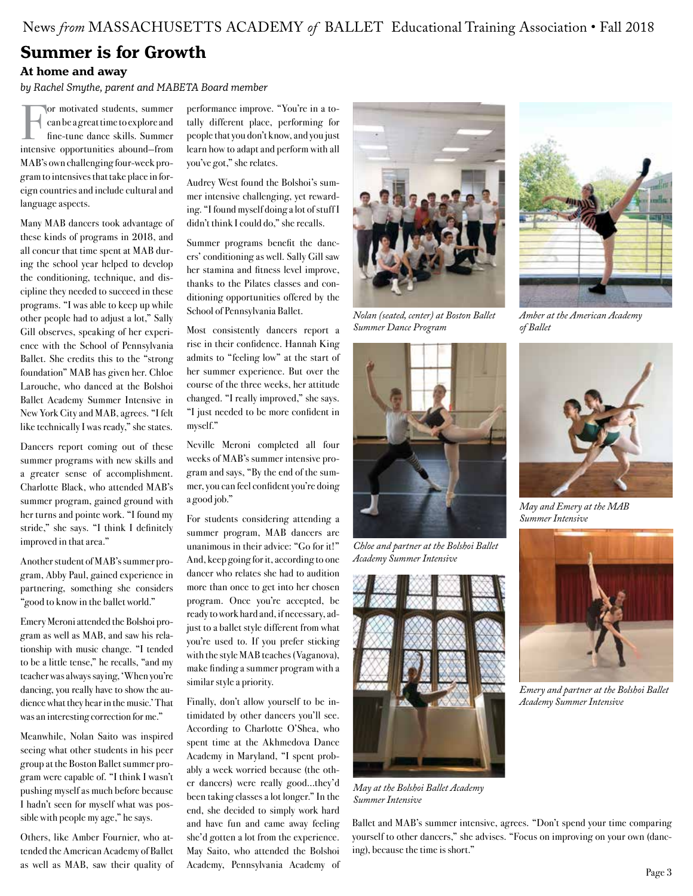# Summer is for Growth

## At home and away

*by Rachel Smythe, parent and MABETA Board member*

For motivated students, summer can be a great time to explore and fine-tune dance skills. Summer intensive opportunities abound—from MAB's own challenging four-week program to intensives that take place in foreign countries and include cultural and language aspects.

Many MAB dancers took advantage of these kinds of programs in 2018, and all concur that time spent at MAB during the school year helped to develop the conditioning, technique, and discipline they needed to succeed in these programs. "I was able to keep up while other people had to adjust a lot," Sally Gill observes, speaking of her experience with the School of Pennsylvania Ballet. She credits this to the "strong foundation" MAB has given her. Chloe Larouche, who danced at the Bolshoi Ballet Academy Summer Intensive in New York City and MAB, agrees. "I felt like technically I was ready," she states.

Dancers report coming out of these summer programs with new skills and a greater sense of accomplishment. Charlotte Black, who attended MAB's summer program, gained ground with her turns and pointe work. "I found my stride," she says. "I think I definitely improved in that area."

Another student of MAB's summer program, Abby Paul, gained experience in partnering, something she considers "good to know in the ballet world."

Emery Meroni attended the Bolshoi program as well as MAB, and saw his relationship with music change. "I tended to be a little tense," he recalls, "and my teacher was always saying, 'When you're dancing, you really have to show the audience what they hear in the music.' That was an interesting correction for me."

Meanwhile, Nolan Saito was inspired seeing what other students in his peer group at the Boston Ballet summer program were capable of. "I think I wasn't pushing myself as much before because I hadn't seen for myself what was possible with people my age," he says.

Others, like Amber Fournier, who attended the American Academy of Ballet as well as MAB, saw their quality of performance improve. "You're in a totally different place, performing for people that you don't know, and you just learn how to adapt and perform with all you've got," she relates.

Audrey West found the Bolshoi's summer intensive challenging, yet rewarding. "I found myself doing a lot of stuff I didn't think I could do," she recalls.

Summer programs benefit the dancers' conditioning as well. Sally Gill saw her stamina and fitness level improve, thanks to the Pilates classes and conditioning opportunities offered by the School of Pennsylvania Ballet.

Most consistently dancers report a rise in their confidence. Hannah King admits to "feeling low" at the start of her summer experience. But over the course of the three weeks, her attitude changed. "I really improved," she says. "I just needed to be more confident in myself."

Neville Meroni completed all four weeks of MAB's summer intensive program and says, "By the end of the summer, you can feel confident you're doing a good job."

For students considering attending a summer program, MAB dancers are unanimous in their advice: "Go for it!" And, keep going for it, according to one dancer who relates she had to audition more than once to get into her chosen program. Once you're accepted, be ready to work hard and, if necessary, adjust to a ballet style different from what you're used to. If you prefer sticking with the style MAB teaches (Vaganova), make finding a summer program with a similar style a priority.

Finally, don't allow yourself to be intimidated by other dancers you'll see. According to Charlotte O'Shea, who spent time at the Akhmedova Dance Academy in Maryland, "I spent probably a week worried because (the other dancers) were really good...they'd been taking classes a lot longer." In the end, she decided to simply work hard and have fun and came away feeling she'd gotten a lot from the experience. May Saito, who attended the Bolshoi Academy, Pennsylvania Academy of Ballet and MAB's summer intensive, agrees. "Don't spend your time comparing yourself to other dancers," she advises. "Focus on improving on your own (dancing), because the time is short."

*Nolan (seated, center) at Boston Ballet Summer Dance Program*

*Amber at the American Academy of Ballet*

*Chloe and partner at the Bolshoi Ballet Academy Summer Intensive*

*May and Emery at the MAB Summer Intensive*

*May at the Bolshoi Ballet Academy Summer Intensive*

*Emery and partner at the Bolshoi Ballet Academy Summer Intensive*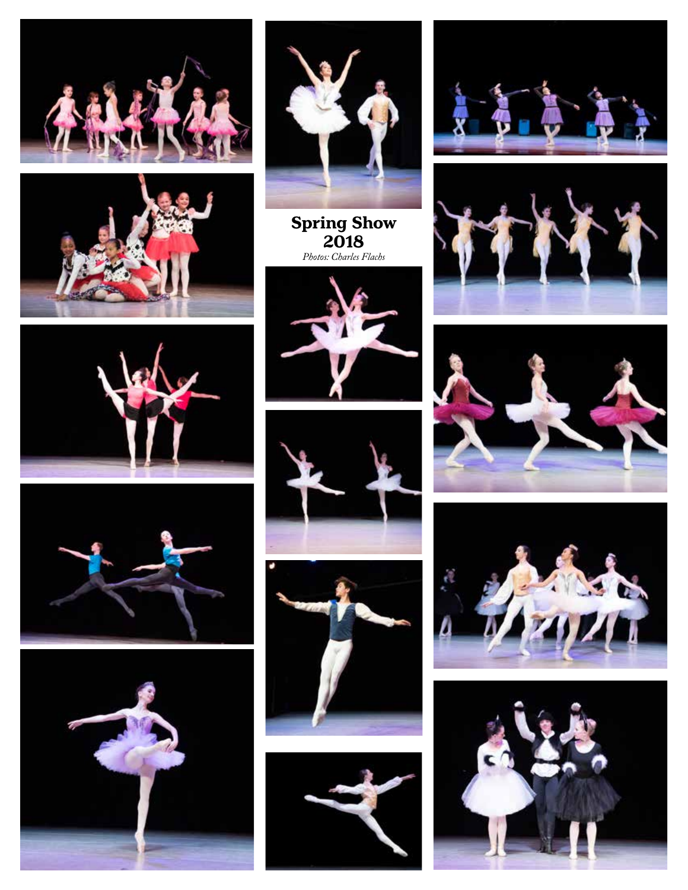## Spring Show 2018

*Photos: Charles Flachs*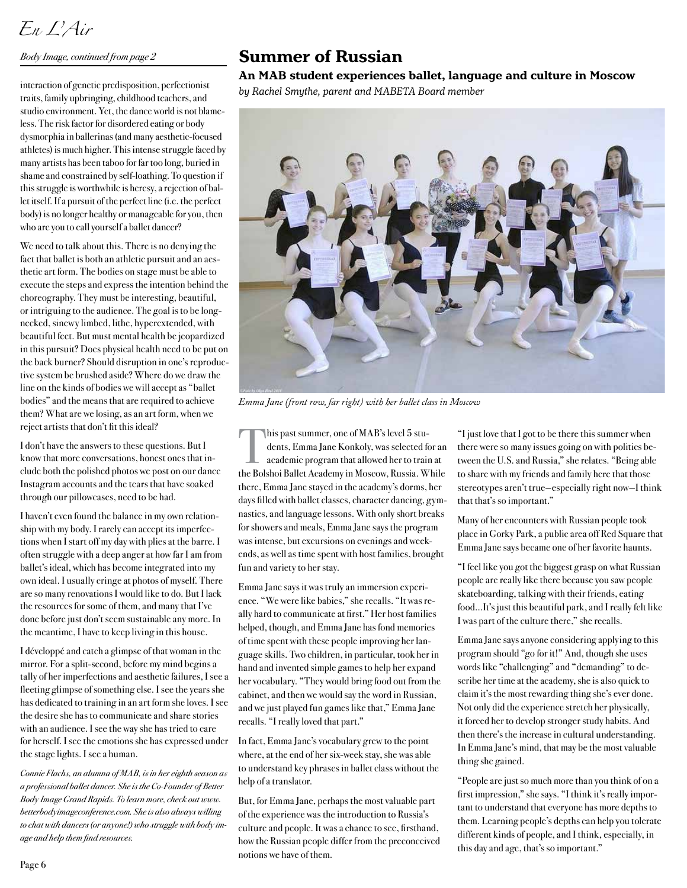*Body Image, continued from page 2*

interaction of genetic predisposition, perfectionist traits, family upbringing, childhood teachers, and studio environment. Yet, the dance world is not blameless. The risk factor for disordered eating or body dysmorphia in ballerinas (and many aesthetic-focused athletes) is much higher. This intense struggle faced by many artists has been taboo for far too long, buried in shame and constrained by self-loathing. To question if this struggle is worthwhile is heresy, a rejection of ballet itself. If a pursuit of the perfect line (i.e. the perfect body) is no longer healthy or manageable for you, then who are you to call yourself a ballet dancer?

We need to talk about this. There is no denying the fact that ballet is both an athletic pursuit and an aesthetic art form. The bodies on stage must be able to execute the steps and express the intention behind the choreography. They must be interesting, beautiful, or intriguing to the audience. The goal is to be long-necked, sinewy limbed, lithe, hyperextended, with beautiful feet. But must mental health be jeopardized in this pursuit? Does physical health need to be put on the back burner? Should disruption in one's reproductive system be brushed aside? Where do we draw the line on the kinds of bodies we will accept as "ballet bodies" and the means that are required to achieve them? What are we losing, as an art form, when we reject artists that don't fit this ideal?

I don't have the answers to these questions. But I know that more conversations, honest ones that include both the polished photos we post on our dance Instagram accounts and the tears that have soaked through our pillowcases, need to be had.

I haven't even found the balance in my own relationship with my body. I rarely can accept its imperfections when I start off my day with plies at the barre. I often struggle with a deep anger at how far I am from ballet's ideal, which has become integrated into my own ideal. I usually cringe at photos of myself. There are so many renovations I would like to do. But I lack the resources for some of them, and many that I've done before just don't seem sustainable any more. In the meantime, I have to keep living in this house.

I développé and catch a glimpse of that woman in the mirror. For a split-second, before my mind begins a tally of her imperfections and aesthetic failures, I see a fleeting glimpse of something else. I see the years she has dedicated to training in an art form she loves. I see the desire she has to communicate and share stories with an audience. I see the way she has tried to care for herself. I see the emotions she has expressed under the stage lights. I see a human.

*Connie Flachs, an alumna of MAB, is in her eighth season as a professional ballet dancer. She is the Co-Founder of Better Body Image Grand Rapids. To learn more, check out www.betterbodyimageconference.com. She is also always willing to chat with dancers (or anyone!) who struggle with body image and help them find resources.*

## Summer of Russian

### An MAB student experiences ballet, language and culture in Moscow

*by Rachel Smythe, parent and MABETA Board member*

*Emma Jane (front row, far right) with her ballet class in Moscow*

This past summer, one of MAB's level 5 students, Emma Jane Konkoly, was selected for an academic program that allowed her to train at the Bolshoi Ballet Academy in Moscow, Russia. While there, Emma Jane stayed in the academy's dorms, her days filled with ballet classes, character dancing, gymnastics, and language lessons. With only short breaks for showers and meals, Emma Jane says the program was intense, but excursions on evenings and weekends, as well as time spent with host families, brought fun and variety to her stay.

Emma Jane says it was truly an immersion experience. "We were like babies," she recalls. "It was really hard to communicate at first." Her host families helped, though, and Emma Jane has fond memories of time spent with these people improving her language skills. Two children, in particular, took her in hand and invented simple games to help her expand her vocabulary. "They would bring food out from the cabinet, and then we would say the word in Russian, and we just played fun games like that," Emma Jane recalls. "I really loved that part."

In fact, Emma Jane's vocabulary grew to the point where, at the end of her six-week stay, she was able to understand key phrases in ballet class without the help of a translator.

But, for Emma Jane, perhaps the most valuable part of the experience was the introduction to Russia's culture and people. It was a chance to see, firsthand, how the Russian people differ from the preconceived notions we have of them.

"I just love that I got to be there this summer when there were so many issues going on with politics between the U.S. and Russia," she relates. "Being able to share with my friends and family here that those stereotypes aren't true—especially right now—I think that that's so important."

Many of her encounters with Russian people took place in Gorky Park, a public area off Red Square that Emma Jane says became one of her favorite haunts.

"I feel like you got the biggest grasp on what Russian people are really like there because you saw people skateboarding, talking with their friends, eating food…It's just this beautiful park, and I really felt like I was part of the culture there," she recalls.

Emma Jane says anyone considering applying to this program should "go for it!" And, though she uses words like "challenging" and "demanding" to describe her time at the academy, she is also quick to claim it's the most rewarding thing she's ever done. Not only did the experience stretch her physically, it forced her to develop stronger study habits. And then there's the increase in cultural understanding. In Emma Jane's mind, that may be the most valuable thing she gained.

"People are just so much more than you think of on a first impression," she says. "I think it's really important to understand that everyone has more depths to them. Learning people's depths can help you tolerate different kinds of people, and I think, especially, in this day and age, that's so important."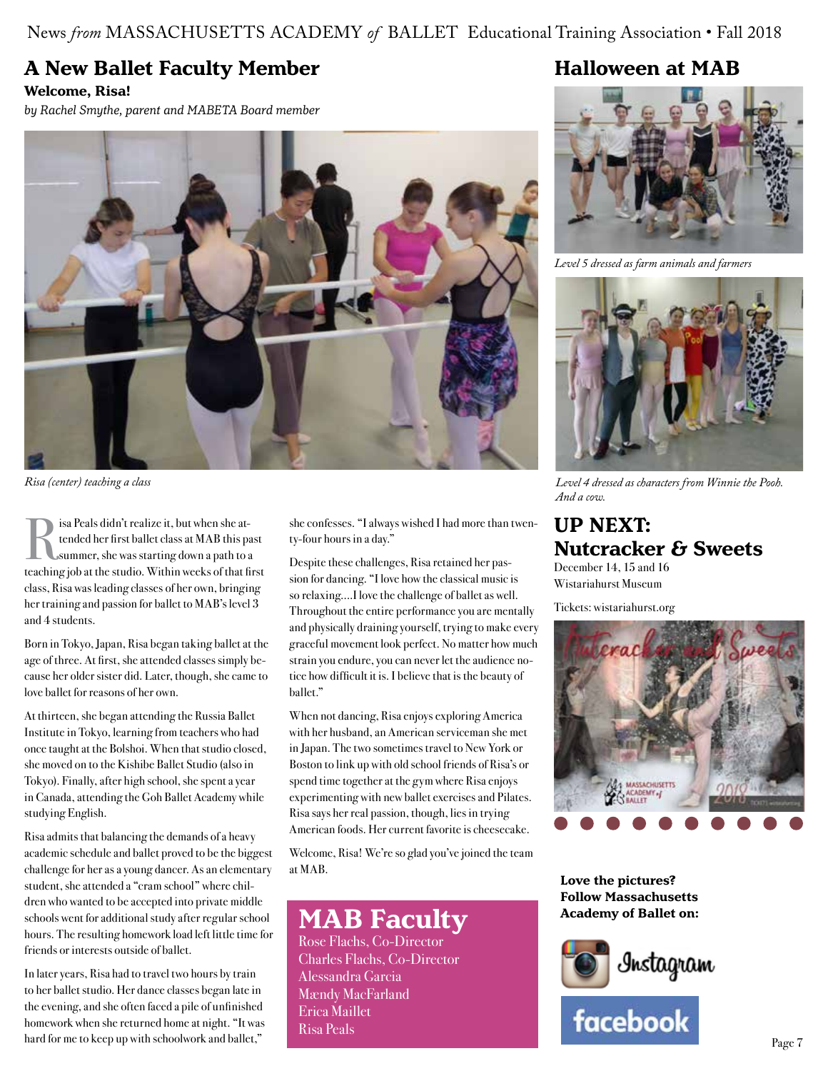## A New Ballet Faculty Member

**Welcome, Risa!**

*by Rachel Smythe, parent and MABETA Board member*

*Risa (center) teaching a class*

Risa Peals didn't realize it, but when she attended her first ballet class at MAB this past summer, she was starting down a path to a teaching job at the studio. Within weeks of that first class, Risa was leading classes of her own, bringing her training and passion for ballet to MAB's level 3 and 4 students.

Born in Tokyo, Japan, Risa began taking ballet at the age of three. At first, she attended classes simply because her older sister did. Later, though, she came to love ballet for reasons of her own.

At thirteen, she began attending the Russia Ballet Institute in Tokyo, learning from teachers who had once taught at the Bolshoi. When that studio closed, she moved on to the Kishibe Ballet Studio (also in Tokyo). Finally, after high school, she spent a year in Canada, attending the Goh Ballet Academy while studying English.

Risa admits that balancing the demands of a heavy academic schedule and ballet proved to be the biggest challenge for her as a young dancer. As an elementary student, she attended a "cram school" where children who wanted to be accepted into private middle schools went for additional study after regular school hours. The resulting homework load left little time for friends or interests outside of ballet.

In later years, Risa had to travel two hours by train to her ballet studio. Her dance classes began late in the evening, and she often faced a pile of unfinished homework when she returned home at night. "It was hard for me to keep up with schoolwork and ballet," she confesses. "I always wished I had more than twenty-four hours in a day."

Despite these challenges, Risa retained her passion for dancing. "I love how the classical music is so relaxing....I love the challenge of ballet as well. Throughout the entire performance you are mentally and physically draining yourself, trying to make every graceful movement look perfect. No matter how much strain you endure, you can never let the audience notice how difficult it is. I believe that is the beauty of ballet."

When not dancing, Risa enjoys exploring America with her husband, an American serviceman she met in Japan. The two sometimes travel to New York or Boston to link up with old school friends of Risa's or spend time together at the gym where Risa enjoys experimenting with new ballet exercises and Pilates. Risa says her real passion, though, lies in trying American foods. Her current favorite is cheesecake.

Welcome, Risa! We're so glad you've joined the team at MAB.

## MAB Faculty

Rose Flachs, Co-Director
Charles Flachs, Co-Director
Alessandra Garcia
Mændy MacFarland
Erica Maillet
Risa Peals

## Halloween at MAB

*Level 5 dressed as farm animals and farmers*

*Level 4 dressed as characters from Winnie the Pooh. And a cow.*

## UP NEXT: Nutcracker & Sweets

December 14, 15 and 16
Wistariahurst Museum

Tickets: wistariahurst.org

**Love the pictures? Follow Massachusetts Academy of Ballet on:**

Instagram

facebook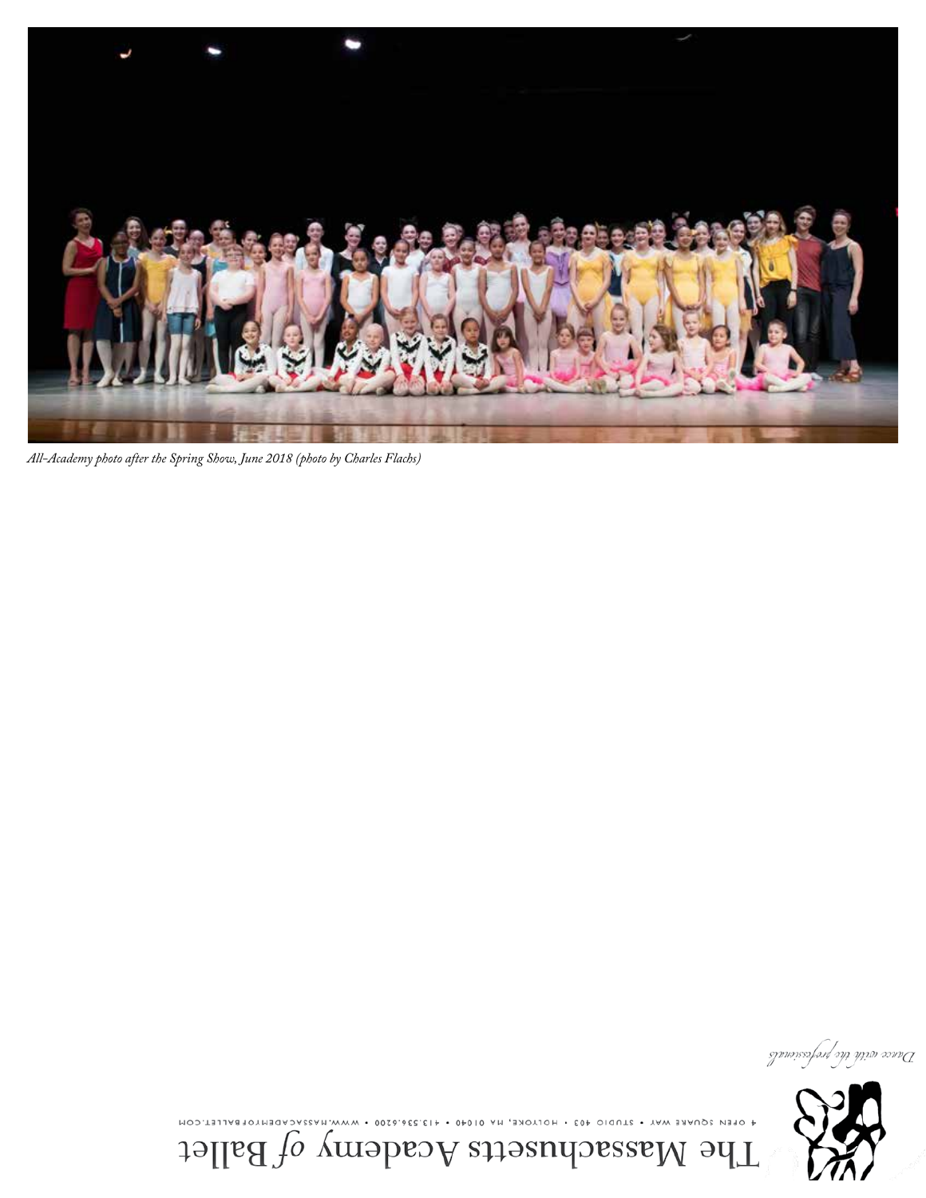*All-Academy photo after the Spring Show, June 2018 (photo by Charles Flachs)*

*Dance with the professionals*

The Massachusetts Academy *of* Ballet

4 OPEN SQUARE WAY • STUDIO 403 • HOLYOKE, MA 01040 • 413.536.6200 • WWW.MASSACADEMYOFBALLET.COM